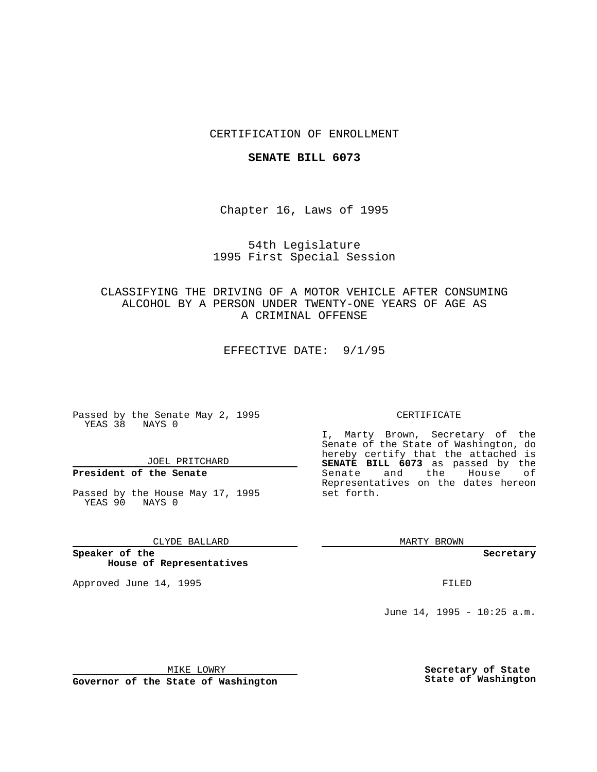CERTIFICATION OF ENROLLMENT

**SENATE BILL 6073**

Chapter 16, Laws of 1995

54th Legislature
1995 First Special Session

CLASSIFYING THE DRIVING OF A MOTOR VEHICLE AFTER CONSUMING ALCOHOL BY A PERSON UNDER TWENTY-ONE YEARS OF AGE AS A CRIMINAL OFFENSE

EFFECTIVE DATE: 9/1/95

Passed by the Senate May 2, 1995
YEAS 38 NAYS 0

JOEL PRITCHARD

**President of the Senate**

Passed by the House May 17, 1995
YEAS 90 NAYS 0

CLYDE BALLARD

**Speaker of the House of Representatives**

Approved June 14, 1995

MIKE LOWRY

**Governor of the State of Washington**

CERTIFICATE

I, Marty Brown, Secretary of the Senate of the State of Washington, do hereby certify that the attached is **SENATE BILL 6073** as passed by the Senate and the House of Representatives on the dates hereon set forth.

MARTY BROWN

**Secretary**

FILED

June 14, 1995 - 10:25 a.m.

**Secretary of State**
**State of Washington**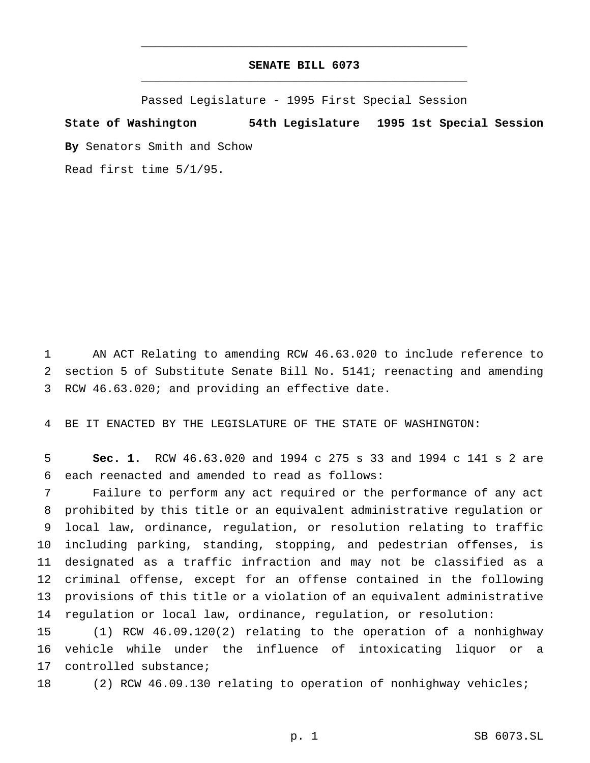# SENATE BILL 6073

Passed Legislature - 1995 First Special Session

**State of Washington 54th Legislature 1995 1st Special Session**

**By** Senators Smith and Schow

Read first time 5/1/95.

AN ACT Relating to amending RCW 46.63.020 to include reference to section 5 of Substitute Senate Bill No. 5141; reenacting and amending RCW 46.63.020; and providing an effective date.

BE IT ENACTED BY THE LEGISLATURE OF THE STATE OF WASHINGTON:

**Sec. 1.** RCW 46.63.020 and 1994 c 275 s 33 and 1994 c 141 s 2 are each reenacted and amended to read as follows:

Failure to perform any act required or the performance of any act prohibited by this title or an equivalent administrative regulation or local law, ordinance, regulation, or resolution relating to traffic including parking, standing, stopping, and pedestrian offenses, is designated as a traffic infraction and may not be classified as a criminal offense, except for an offense contained in the following provisions of this title or a violation of an equivalent administrative regulation or local law, ordinance, regulation, or resolution:

(1) RCW 46.09.120(2) relating to the operation of a nonhighway vehicle while under the influence of intoxicating liquor or a controlled substance;

(2) RCW 46.09.130 relating to operation of nonhighway vehicles;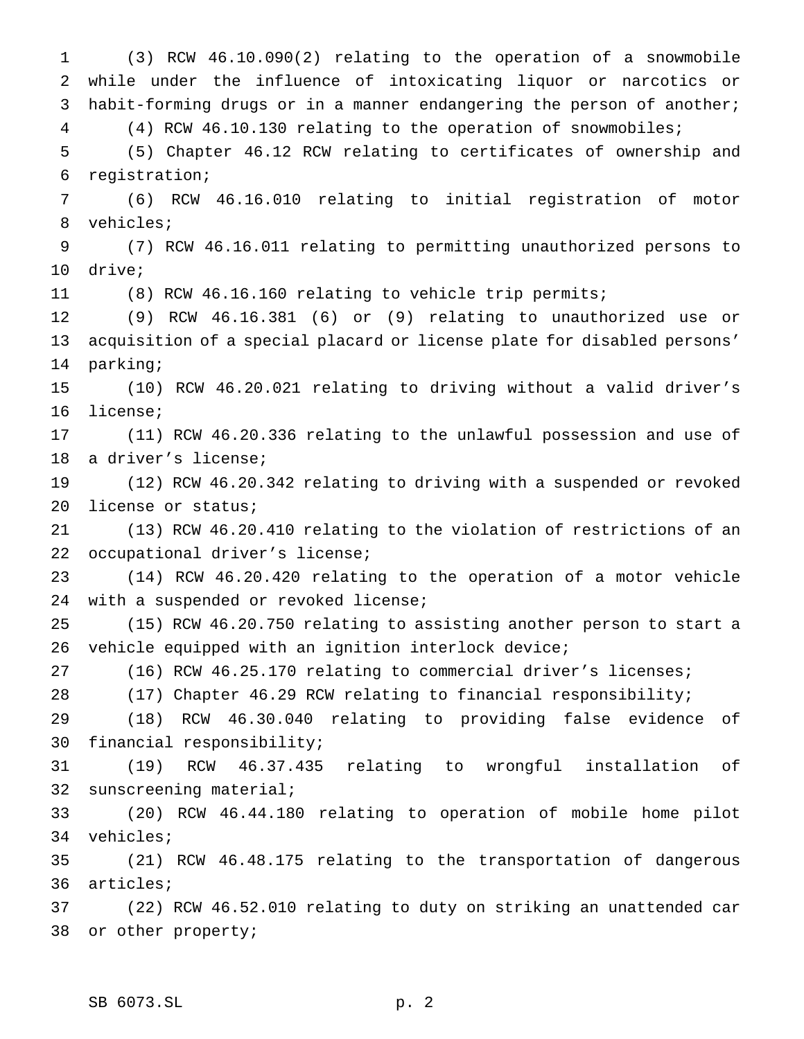(3) RCW 46.10.090(2) relating to the operation of a snowmobile while under the influence of intoxicating liquor or narcotics or habit-forming drugs or in a manner endangering the person of another;

(4) RCW 46.10.130 relating to the operation of snowmobiles;

(5) Chapter 46.12 RCW relating to certificates of ownership and registration;

(6) RCW 46.16.010 relating to initial registration of motor vehicles;

(7) RCW 46.16.011 relating to permitting unauthorized persons to drive;

(8) RCW 46.16.160 relating to vehicle trip permits;

(9) RCW 46.16.381 (6) or (9) relating to unauthorized use or acquisition of a special placard or license plate for disabled persons' parking;

(10) RCW 46.20.021 relating to driving without a valid driver's license;

(11) RCW 46.20.336 relating to the unlawful possession and use of a driver's license;

(12) RCW 46.20.342 relating to driving with a suspended or revoked license or status;

(13) RCW 46.20.410 relating to the violation of restrictions of an occupational driver's license;

(14) RCW 46.20.420 relating to the operation of a motor vehicle with a suspended or revoked license;

(15) RCW 46.20.750 relating to assisting another person to start a vehicle equipped with an ignition interlock device;

(16) RCW 46.25.170 relating to commercial driver's licenses;

(17) Chapter 46.29 RCW relating to financial responsibility;

(18) RCW 46.30.040 relating to providing false evidence of financial responsibility;

(19) RCW 46.37.435 relating to wrongful installation of sunscreening material;

(20) RCW 46.44.180 relating to operation of mobile home pilot vehicles;

(21) RCW 46.48.175 relating to the transportation of dangerous articles;

(22) RCW 46.52.010 relating to duty on striking an unattended car or other property;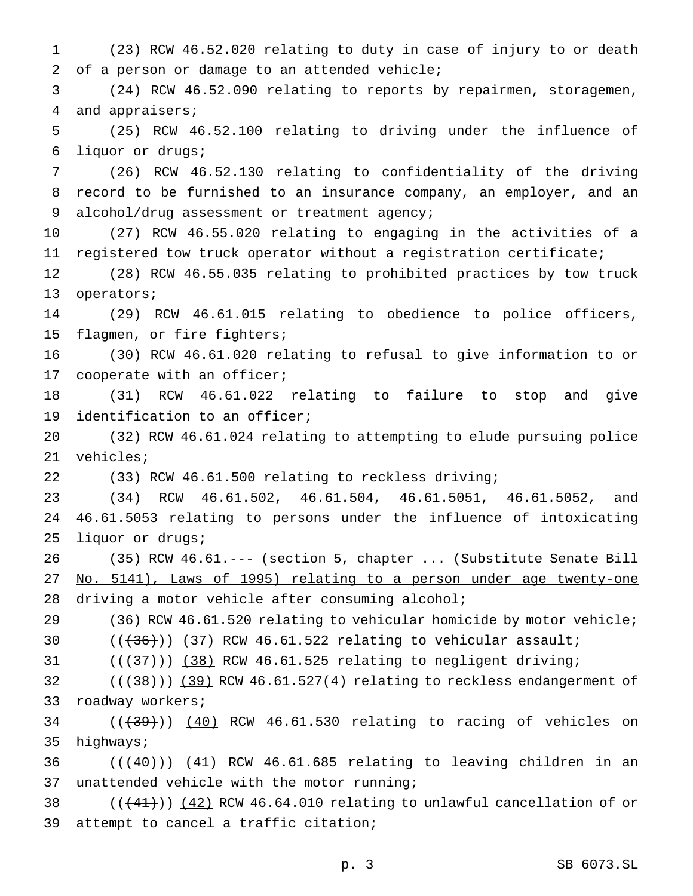(23) RCW 46.52.020 relating to duty in case of injury to or death of a person or damage to an attended vehicle;

(24) RCW 46.52.090 relating to reports by repairmen, storagemen, and appraisers;

(25) RCW 46.52.100 relating to driving under the influence of liquor or drugs;

(26) RCW 46.52.130 relating to confidentiality of the driving record to be furnished to an insurance company, an employer, and an alcohol/drug assessment or treatment agency;

(27) RCW 46.55.020 relating to engaging in the activities of a registered tow truck operator without a registration certificate;

(28) RCW 46.55.035 relating to prohibited practices by tow truck operators;

(29) RCW 46.61.015 relating to obedience to police officers, flagmen, or fire fighters;

(30) RCW 46.61.020 relating to refusal to give information to or cooperate with an officer;

(31) RCW 46.61.022 relating to failure to stop and give identification to an officer;

(32) RCW 46.61.024 relating to attempting to elude pursuing police vehicles;

(33) RCW 46.61.500 relating to reckless driving;

(34) RCW 46.61.502, 46.61.504, 46.61.5051, 46.61.5052, and 46.61.5053 relating to persons under the influence of intoxicating liquor or drugs;

(35) <u>RCW 46.61.--- (section 5, chapter ... (Substitute Senate Bill No. 5141), Laws of 1995) relating to a person under age twenty-one driving a motor vehicle after consuming alcohol;</u>

<u>(36)</u> RCW 46.61.520 relating to vehicular homicide by motor vehicle;

((~~(36)~~)) <u>(37)</u> RCW 46.61.522 relating to vehicular assault;

((~~(37)~~)) <u>(38)</u> RCW 46.61.525 relating to negligent driving;

((~~(38)~~)) <u>(39)</u> RCW 46.61.527(4) relating to reckless endangerment of roadway workers;

((~~(39)~~)) <u>(40)</u> RCW 46.61.530 relating to racing of vehicles on highways;

((~~(40)~~)) <u>(41)</u> RCW 46.61.685 relating to leaving children in an unattended vehicle with the motor running;

((~~(41)~~)) <u>(42)</u> RCW 46.64.010 relating to unlawful cancellation of or attempt to cancel a traffic citation;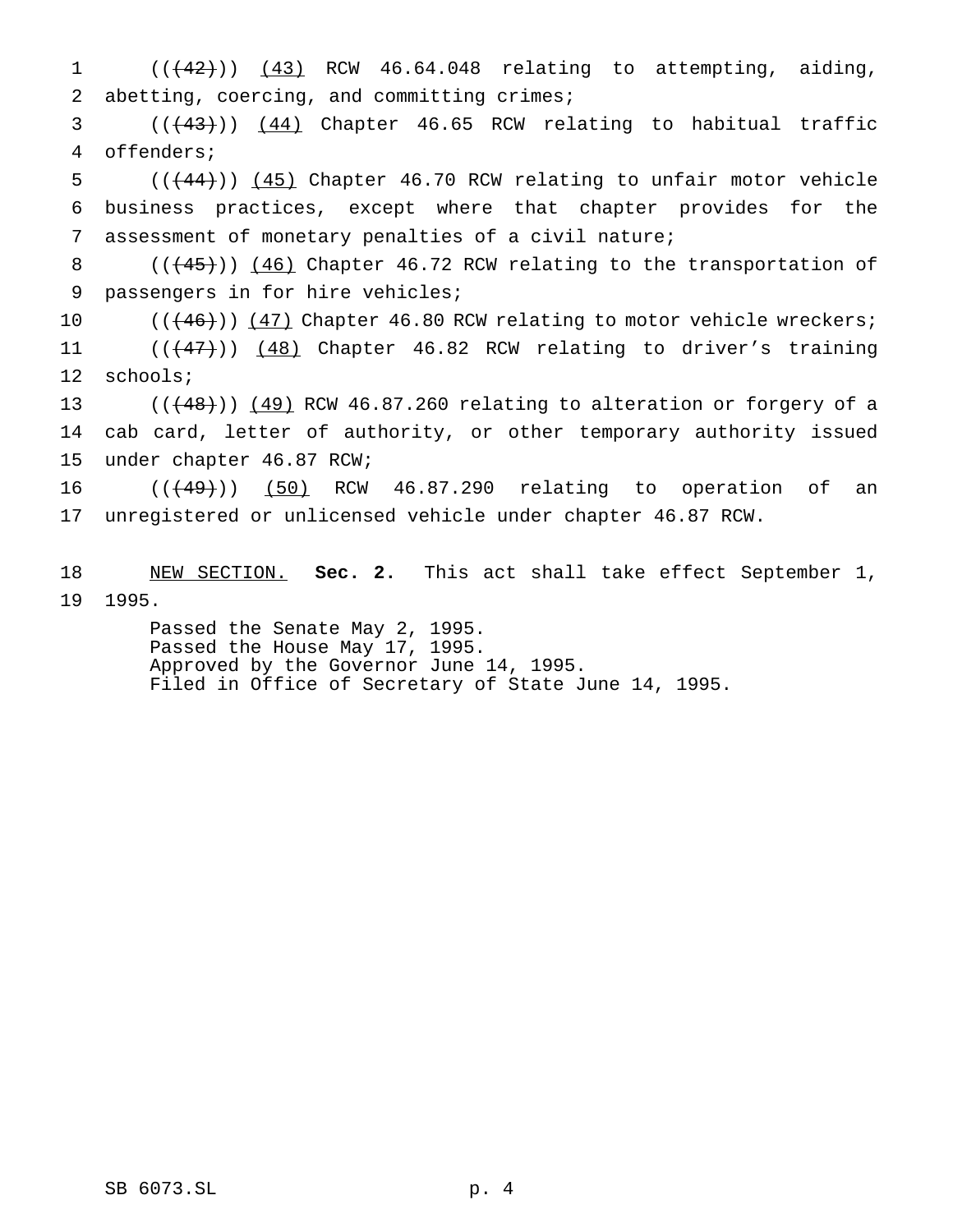(((42))) (43) RCW 46.64.048 relating to attempting, aiding, abetting, coercing, and committing crimes;

(((43))) (44) Chapter 46.65 RCW relating to habitual traffic offenders;

(((44))) (45) Chapter 46.70 RCW relating to unfair motor vehicle business practices, except where that chapter provides for the assessment of monetary penalties of a civil nature;

(((45))) (46) Chapter 46.72 RCW relating to the transportation of passengers in for hire vehicles;

(((46))) (47) Chapter 46.80 RCW relating to motor vehicle wreckers;

(((47))) (48) Chapter 46.82 RCW relating to driver's training schools;

(((48))) (49) RCW 46.87.260 relating to alteration or forgery of a cab card, letter of authority, or other temporary authority issued under chapter 46.87 RCW;

(((49))) (50) RCW 46.87.290 relating to operation of an unregistered or unlicensed vehicle under chapter 46.87 RCW.

NEW SECTION. **Sec. 2.** This act shall take effect September 1, 1995.

Passed the Senate May 2, 1995.
Passed the House May 17, 1995.
Approved by the Governor June 14, 1995.
Filed in Office of Secretary of State June 14, 1995.